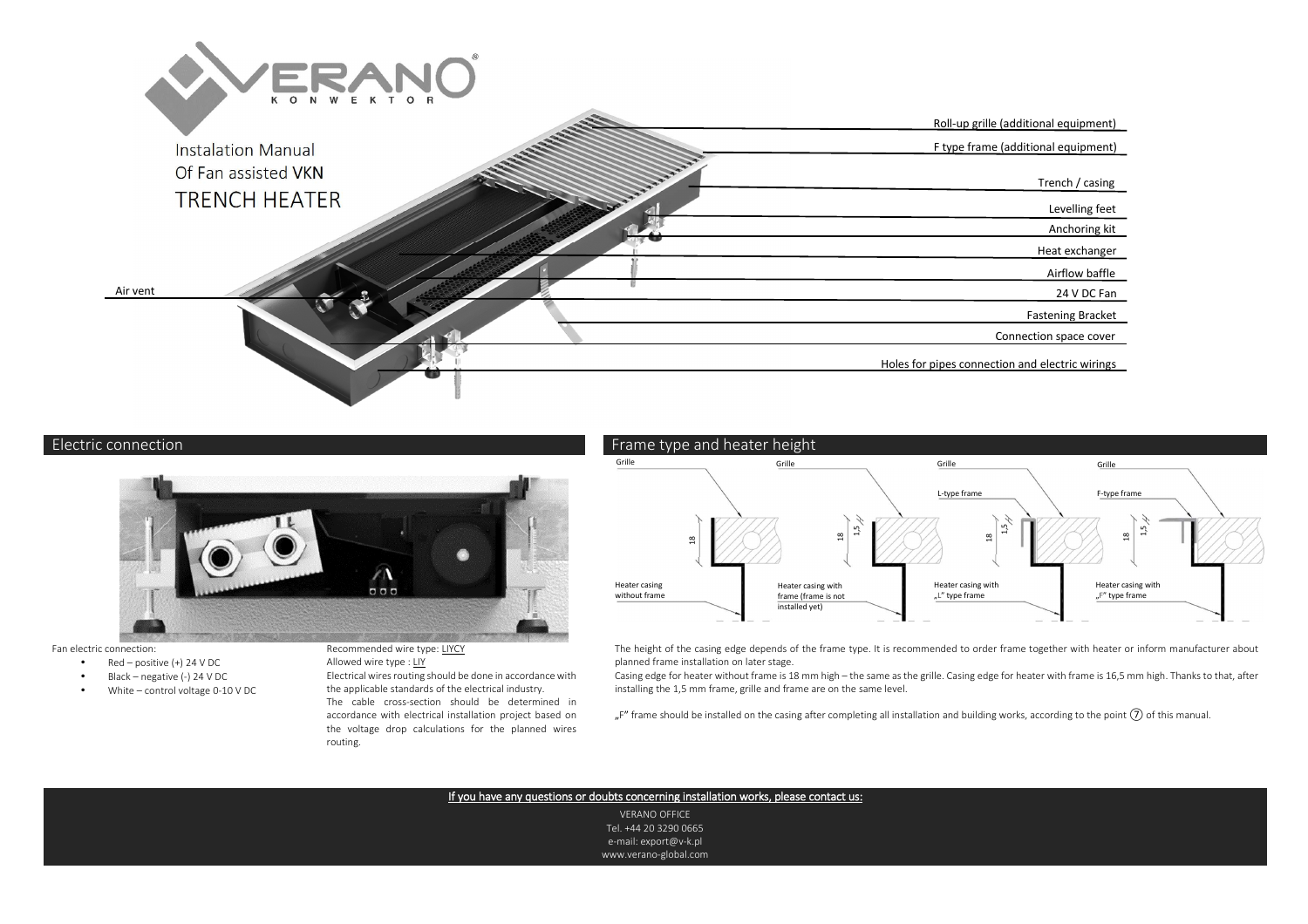# Instalation Manual Of Fan assisted VKN TRENCH HEATER

- Roll-up grille (additional equipment)
- F type frame (additional equipment)
- Trench / casing
- Levelling feet
- Anchoring kit
- Heat exchanger
- Airflow baffle
- 24 V DC Fan
- Fastening Bracket
- Connection space cover
- Holes for pipes connection and electric wirings
- Air vent

## Electric connection

Fan electric connection:

- Red – positive (+) 24 V DC
- Black – negative (-) 24 V DC
- White – control voltage 0-10 V DC

Recommended wire type: LIYCY

Allowed wire type : LIY

Electrical wires routing should be done in accordance with the applicable standards of the electrical industry.

The cable cross-section should be determined in accordance with electrical installation project based on the voltage drop calculations for the planned wires routing.

## Frame type and heater height

- Heater casing without frame (Grille, 18)
- Heater casing with frame (frame is not installed yet) (Grille, 18, 1,5)
- Heater casing with „L" type frame (Grille, L-type frame, 18, 1,5)
- Heater casing with „F" type frame (Grille, F-type frame, 18, 1,5)

The height of the casing edge depends of the frame type. It is recommended to order frame together with heater or inform manufacturer about planned frame installation on later stage.

Casing edge for heater without frame is 18 mm high – the same as the grille. Casing edge for heater with frame is 16,5 mm high. Thanks to that, after installing the 1,5 mm frame, grille and frame are on the same level.

„F" frame should be installed on the casing after completing all installation and building works, according to the point ⑦ of this manual.

If you have any questions or doubts concerning installation works, please contact us:

VERANO OFFICE
Tel. +44 20 3290 0665
e-mail: export@v-k.pl
www.verano-global.com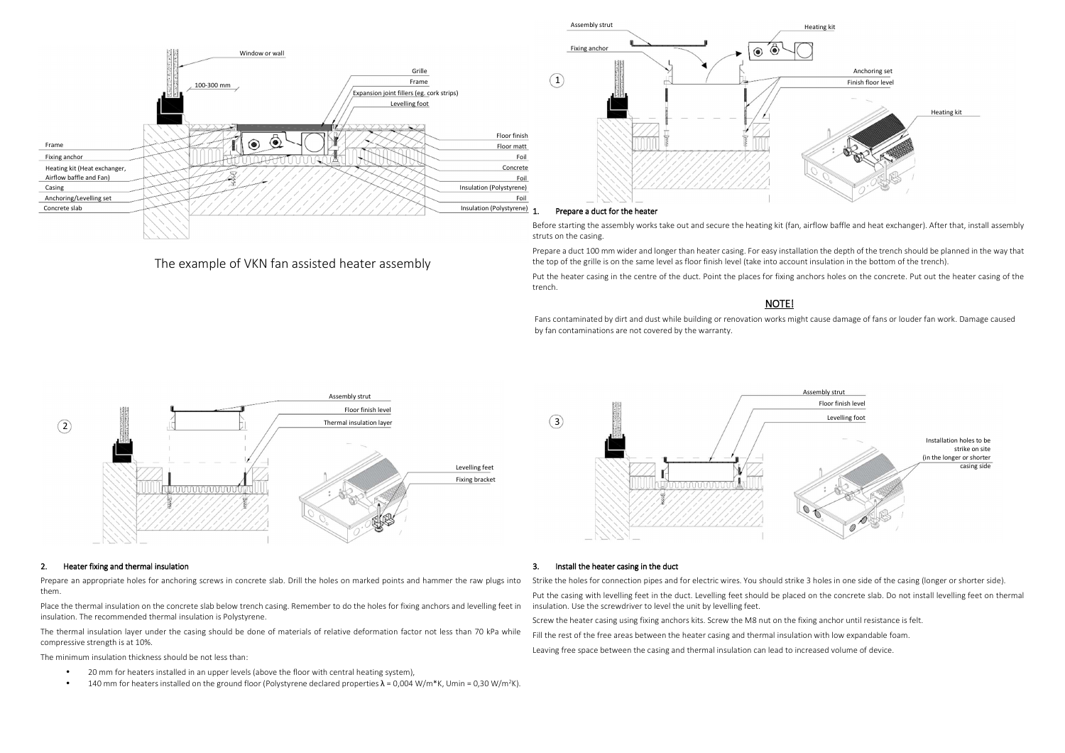The example of VKN fan assisted heater assembly

1. **Prepare a duct for the heater**

Before starting the assembly works take out and secure the heating kit (fan, airflow baffle and heat exchanger). After that, install assembly struts on the casing.

Prepare a duct 100 mm wider and longer than heater casing. For easy installation the depth of the trench should be planned in the way that the top of the grille is on the same level as floor finish level (take into account insulation in the bottom of the trench).

Put the heater casing in the centre of the duct. Point the places for fixing anchors holes on the concrete. Put out the heater casing of the trench.

**NOTE!**

Fans contaminated by dirt and dust while building or renovation works might cause damage of fans or louder fan work. Damage caused by fan contaminations are not covered by the warranty.

2. **Heater fixing and thermal insulation**

Prepare an appropriate holes for anchoring screws in concrete slab. Drill the holes on marked points and hammer the raw plugs into them.

Place the thermal insulation on the concrete slab below trench casing. Remember to do the holes for fixing anchors and levelling feet in insulation. The recommended thermal insulation is Polystyrene.

The thermal insulation layer under the casing should be done of materials of relative deformation factor not less than 70 kPa while compressive strength is at 10%.

The minimum insulation thickness should be not less than:

- 20 mm for heaters installed in an upper levels (above the floor with central heating system),
- 140 mm for heaters installed on the ground floor (Polystyrene declared properties $\lambda$ = 0,004 W/m*K, Umin = 0,30 W/m$^2$K).

3. **Install the heater casing in the duct**

Strike the holes for connection pipes and for electric wires. You should strike 3 holes in one side of the casing (longer or shorter side).

Put the casing with levelling feet in the duct. Levelling feet should be placed on the concrete slab. Do not install levelling feet on thermal insulation. Use the screwdriver to level the unit by levelling feet.

Screw the heater casing using fixing anchors kits. Screw the M8 nut on the fixing anchor until resistance is felt.

Fill the rest of the free areas between the heater casing and thermal insulation with low expandable foam.

Leaving free space between the casing and thermal insulation can lead to increased volume of device.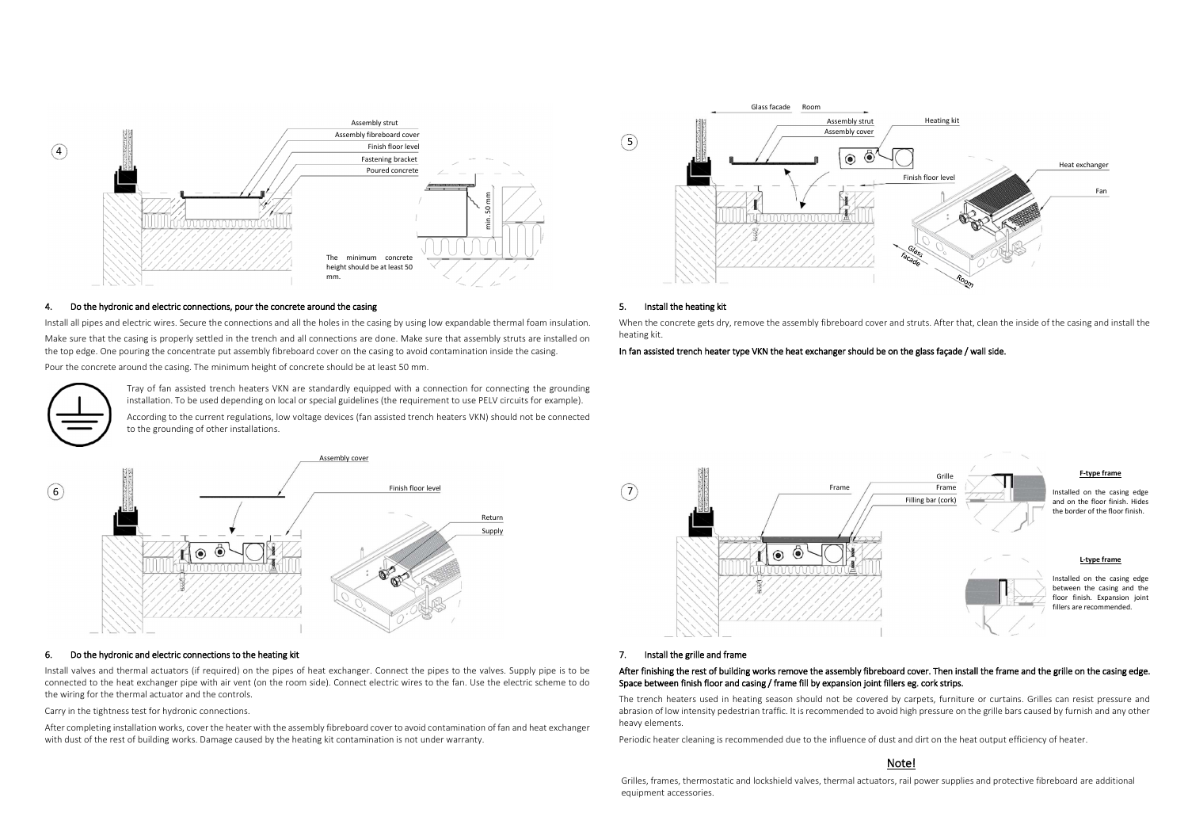### 4. Do the hydronic and electric connections, pour the concrete around the casing

Install all pipes and electric wires. Secure the connections and all the holes in the casing by using low expandable thermal foam insulation. Make sure that the casing is properly settled in the trench and all connections are done. Make sure that assembly struts are installed on the top edge. One pouring the concentrate put assembly fibreboard cover on the casing to avoid contamination inside the casing.

Pour the concrete around the casing. The minimum height of concrete should be at least 50 mm.

Tray of fan assisted trench heaters VKN are standardly equipped with a connection for connecting the grounding installation. To be used depending on local or special guidelines (the requirement to use PELV circuits for example).

According to the current regulations, low voltage devices (fan assisted trench heaters VKN) should not be connected to the grounding of other installations.

### 5. Install the heating kit

When the concrete gets dry, remove the assembly fibreboard cover and struts. After that, clean the inside of the casing and install the heating kit.

**In fan assisted trench heater type VKN the heat exchanger should be on the glass façade / wall side.**

### 6. Do the hydronic and electric connections to the heating kit

Install valves and thermal actuators (if required) on the pipes of heat exchanger. Connect the pipes to the valves. Supply pipe is to be connected to the heat exchanger pipe with air vent (on the room side). Connect electric wires to the fan. Use the electric scheme to do the wiring for the thermal actuator and the controls.

Carry in the tightness test for hydronic connections.

After completing installation works, cover the heater with the assembly fibreboard cover to avoid contamination of fan and heat exchanger with dust of the rest of building works. Damage caused by the heating kit contamination is not under warranty.

### 7. Install the grille and frame

**After finishing the rest of building works remove the assembly fibreboard cover. Then install the frame and the grille on the casing edge. Space between finish floor and casing / frame fill by expansion joint fillers eg. cork strips.**

The trench heaters used in heating season should not be covered by carpets, furniture or curtains. Grilles can resist pressure and abrasion of low intensity pedestrian traffic. It is recommended to avoid high pressure on the grille bars caused by furnish and any other heavy elements.

Periodic heater cleaning is recommended due to the influence of dust and dirt on the heat output efficiency of heater.

**F-type frame**

Installed on the casing edge and on the floor finish. Hides the border of the floor finish.

**L-type frame**

Installed on the casing edge between the casing and the floor finish. Expansion joint fillers are recommended.

## Note!

Grilles, frames, thermostatic and lockshield valves, thermal actuators, rail power supplies and protective fibreboard are additional equipment accessories.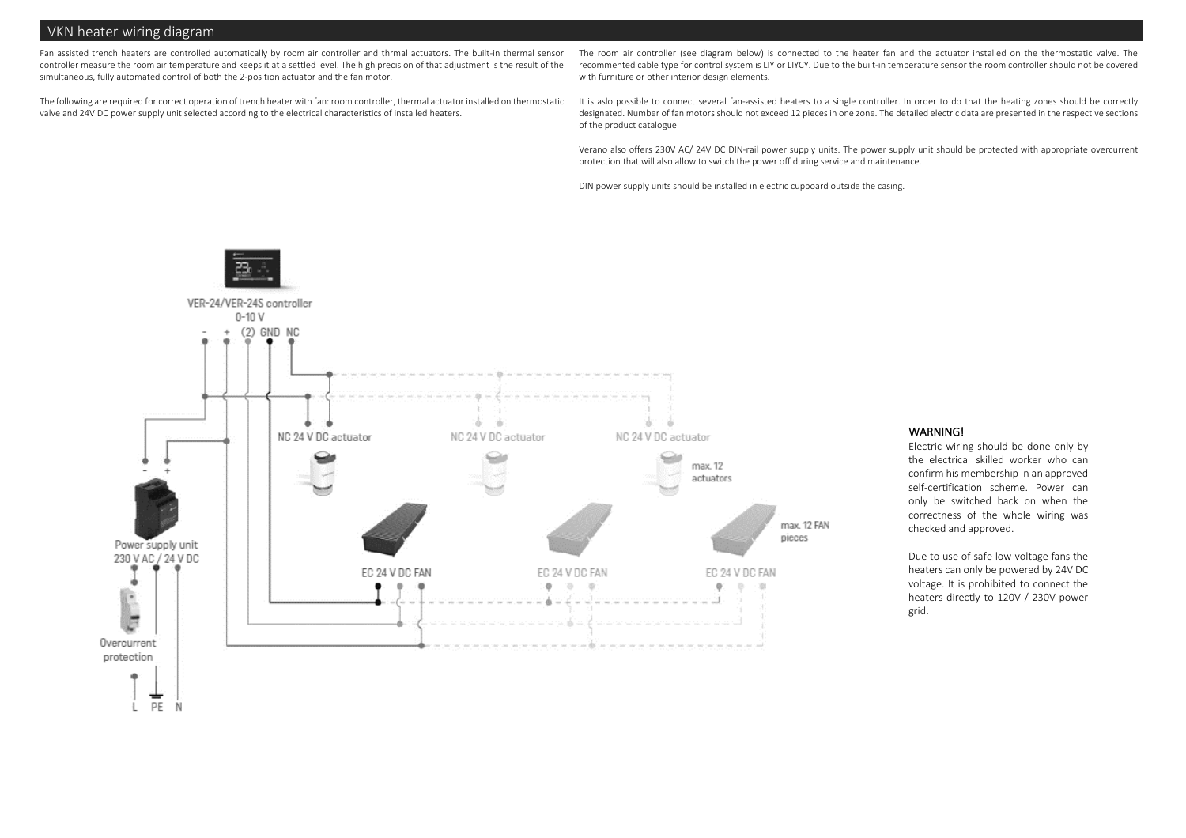## VKN heater wiring diagram

Fan assisted trench heaters are controlled automatically by room air controller and thrmal actuators. The built-in thermal sensor controller measure the room air temperature and keeps it at a settled level. The high precision of that adjustment is the result of the simultaneous, fully automated control of both the 2-position actuator and the fan motor.

The following are required for correct operation of trench heater with fan: room controller, thermal actuator installed on thermostatic valve and 24V DC power supply unit selected according to the electrical characteristics of installed heaters.

The room air controller (see diagram below) is connected to the heater fan and the actuator installed on the thermostatic valve. The recommented cable type for control system is LIY or LIYCY. Due to the built-in temperature sensor the room controller should not be covered with furniture or other interior design elements.

It is aslo possible to connect several fan-assisted heaters to a single controller. In order to do that the heating zones should be correctly designated. Number of fan motors should not exceed 12 pieces in one zone. The detailed electric data are presented in the respective sections of the product catalogue.

Verano also offers 230V AC/ 24V DC DIN-rail power supply units. The power supply unit should be protected with appropriate overcurrent protection that will also allow to switch the power off during service and maintenance.

DIN power supply units should be installed in electric cupboard outside the casing.

VER-24/VER-24S controller
0-10 V
- + (2) GND NC

NC 24 V DC actuator
NC 24 V DC actuator
NC 24 V DC actuator
max. 12 actuators

- +
Power supply unit
230 V AC / 24 V DC

EC 24 V DC FAN
EC 24 V DC FAN
EC 24 V DC FAN
max. 12 FAN pieces

Overcurrent protection

L PE N

**WARNING!**

Electric wiring should be done only by the electrical skilled worker who can confirm his membership in an approved self-certification scheme. Power can only be switched back on when the correctness of the whole wiring was checked and approved.

Due to use of safe low-voltage fans the heaters can only be powered by 24V DC voltage. It is prohibited to connect the heaters directly to 120V / 230V power grid.